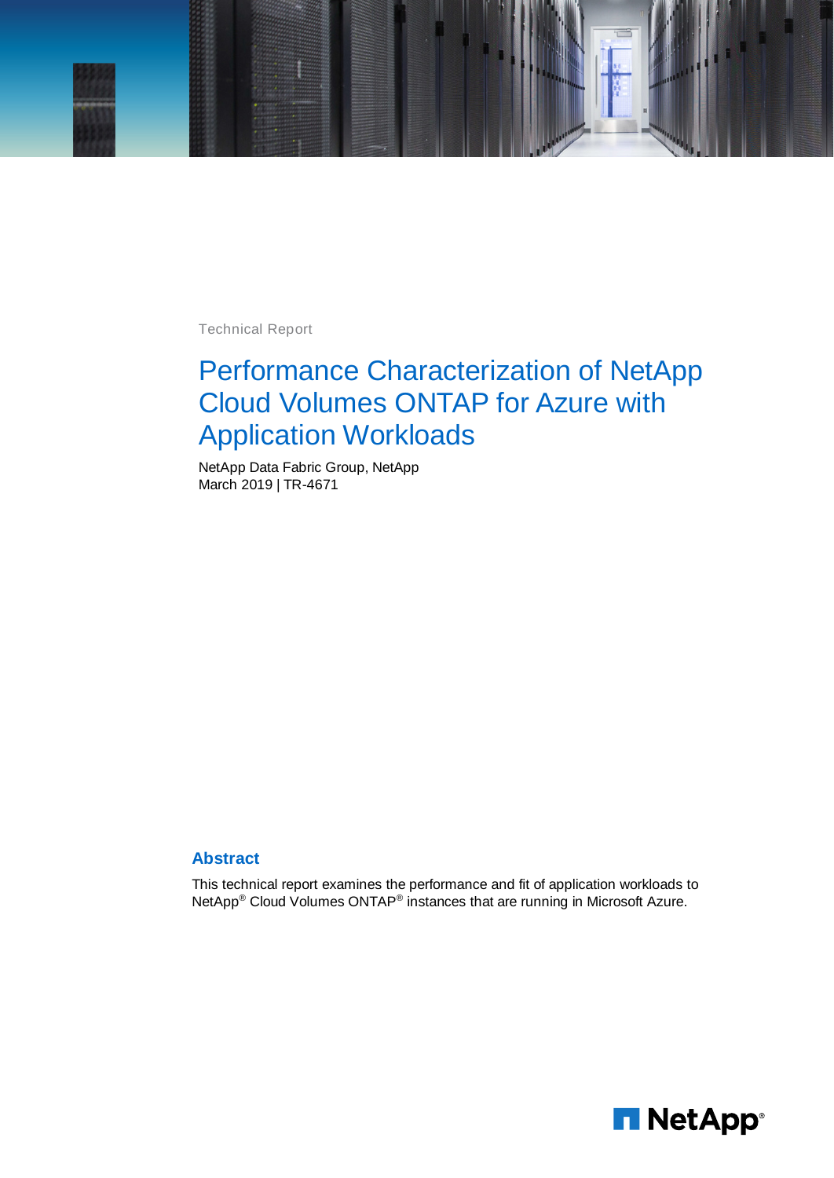Technical Report

# Performance Characterization of NetApp Cloud Volumes ONTAP for Azure with Application Workloads

NetApp Data Fabric Group, NetApp
March 2019 | TR-4671

## Abstract

This technical report examines the performance and fit of application workloads to NetApp® Cloud Volumes ONTAP® instances that are running in Microsoft Azure.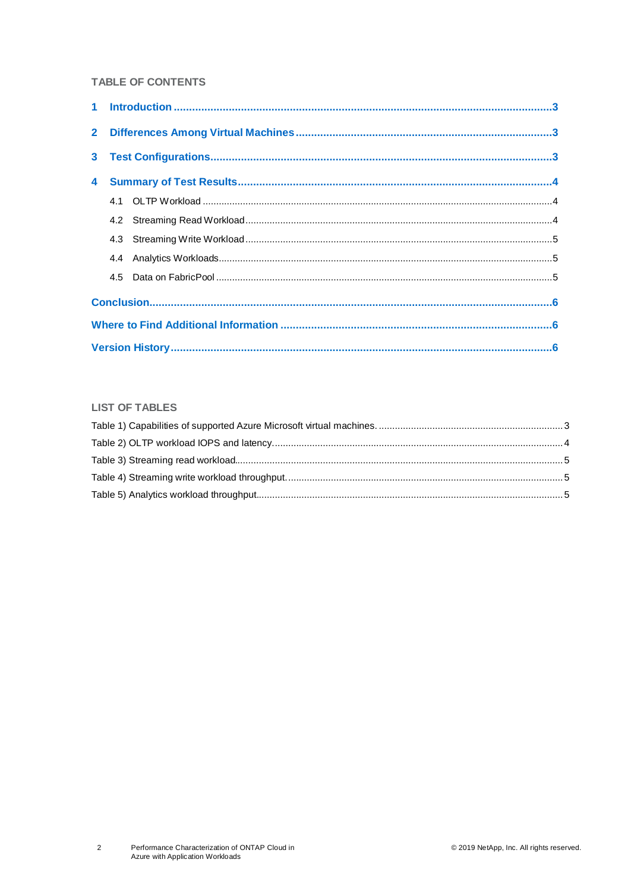**TABLE OF CONTENTS**

**1 Introduction** ....................................................................................................................... **3**

**2 Differences Among Virtual Machines** ............................................................................... **3**

**3 Test Configurations** ........................................................................................................... **3**

**4 Summary of Test Results** .................................................................................................. **4**

4.1 OLTP Workload ................................................................................................................. 4

4.2 Streaming Read Workload ................................................................................................. 4

4.3 Streaming Write Workload ................................................................................................. 5

4.4 Analytics Workloads .......................................................................................................... 5

4.5 Data on FabricPool ............................................................................................................ 5

**Conclusion** ............................................................................................................................. **6**

**Where to Find Additional Information** ................................................................................. **6**

**Version History** ..................................................................................................................... **6**

**LIST OF TABLES**

Table 1) Capabilities of supported Azure Microsoft virtual machines. ..................................................... 3

Table 2) OLTP workload IOPS and latency. .............................................................................................. 4

Table 3) Streaming read workload. ........................................................................................................... 5

Table 4) Streaming write workload throughput. ........................................................................................ 5

Table 5) Analytics workload throughput. ................................................................................................... 5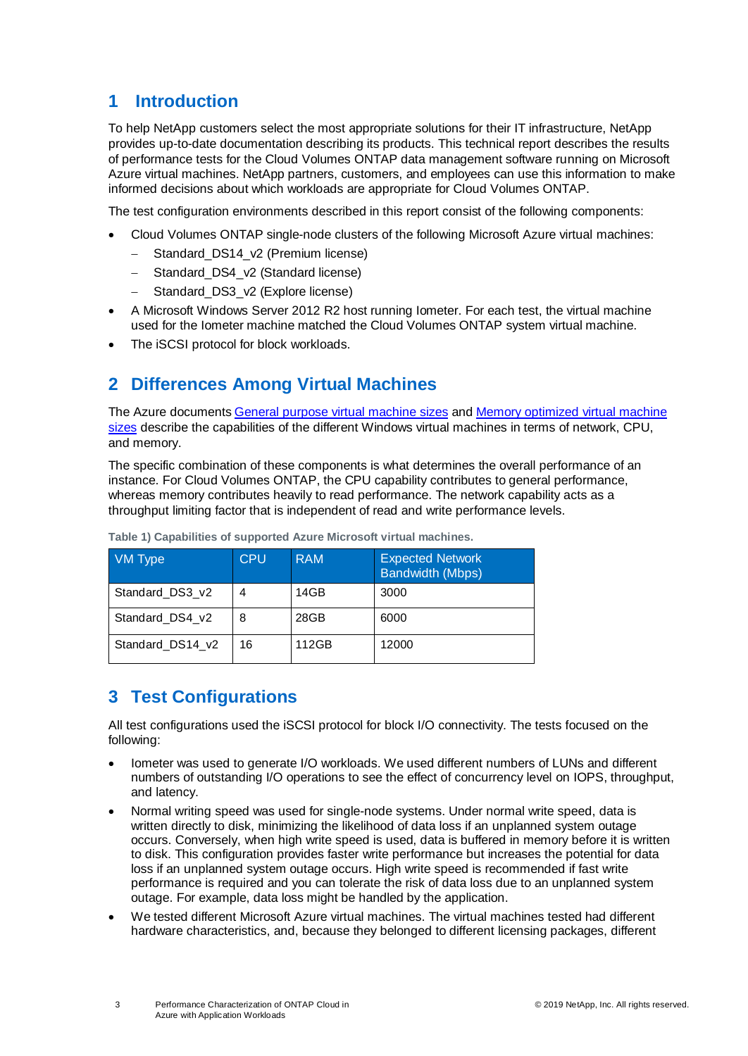# 1 Introduction

To help NetApp customers select the most appropriate solutions for their IT infrastructure, NetApp provides up-to-date documentation describing its products. This technical report describes the results of performance tests for the Cloud Volumes ONTAP data management software running on Microsoft Azure virtual machines. NetApp partners, customers, and employees can use this information to make informed decisions about which workloads are appropriate for Cloud Volumes ONTAP.

The test configuration environments described in this report consist of the following components:

- Cloud Volumes ONTAP single-node clusters of the following Microsoft Azure virtual machines:
  - Standard_DS14_v2 (Premium license)
  - Standard_DS4_v2 (Standard license)
  - Standard_DS3_v2 (Explore license)
- A Microsoft Windows Server 2012 R2 host running Iometer. For each test, the virtual machine used for the Iometer machine matched the Cloud Volumes ONTAP system virtual machine.
- The iSCSI protocol for block workloads.

# 2 Differences Among Virtual Machines

The Azure documents General purpose virtual machine sizes and Memory optimized virtual machine sizes describe the capabilities of the different Windows virtual machines in terms of network, CPU, and memory.

The specific combination of these components is what determines the overall performance of an instance. For Cloud Volumes ONTAP, the CPU capability contributes to general performance, whereas memory contributes heavily to read performance. The network capability acts as a throughput limiting factor that is independent of read and write performance levels.

**Table 1) Capabilities of supported Azure Microsoft virtual machines.**

| VM Type | CPU | RAM | Expected Network Bandwidth (Mbps) |
|---|---|---|---|
| Standard_DS3_v2 | 4 | 14GB | 3000 |
| Standard_DS4_v2 | 8 | 28GB | 6000 |
| Standard_DS14_v2 | 16 | 112GB | 12000 |

# 3 Test Configurations

All test configurations used the iSCSI protocol for block I/O connectivity. The tests focused on the following:

- Iometer was used to generate I/O workloads. We used different numbers of LUNs and different numbers of outstanding I/O operations to see the effect of concurrency level on IOPS, throughput, and latency.
- Normal writing speed was used for single-node systems. Under normal write speed, data is written directly to disk, minimizing the likelihood of data loss if an unplanned system outage occurs. Conversely, when high write speed is used, data is buffered in memory before it is written to disk. This configuration provides faster write performance but increases the potential for data loss if an unplanned system outage occurs. High write speed is recommended if fast write performance is required and you can tolerate the risk of data loss due to an unplanned system outage. For example, data loss might be handled by the application.
- We tested different Microsoft Azure virtual machines. The virtual machines tested had different hardware characteristics, and, because they belonged to different licensing packages, different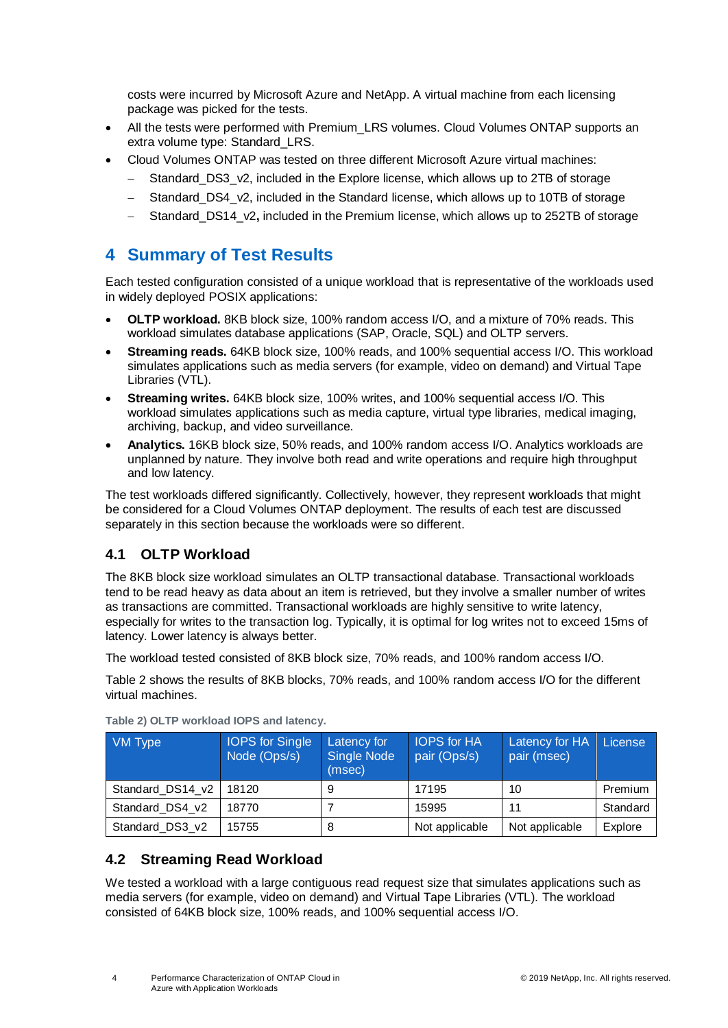costs were incurred by Microsoft Azure and NetApp. A virtual machine from each licensing package was picked for the tests.

- All the tests were performed with Premium_LRS volumes. Cloud Volumes ONTAP supports an extra volume type: Standard_LRS.
- Cloud Volumes ONTAP was tested on three different Microsoft Azure virtual machines:
  - Standard_DS3_v2, included in the Explore license, which allows up to 2TB of storage
  - Standard_DS4_v2, included in the Standard license, which allows up to 10TB of storage
  - Standard_DS14_v2**,** included in the Premium license, which allows up to 252TB of storage

# 4 Summary of Test Results

Each tested configuration consisted of a unique workload that is representative of the workloads used in widely deployed POSIX applications:

- **OLTP workload.** 8KB block size, 100% random access I/O, and a mixture of 70% reads. This workload simulates database applications (SAP, Oracle, SQL) and OLTP servers.
- **Streaming reads.** 64KB block size, 100% reads, and 100% sequential access I/O. This workload simulates applications such as media servers (for example, video on demand) and Virtual Tape Libraries (VTL).
- **Streaming writes.** 64KB block size, 100% writes, and 100% sequential access I/O. This workload simulates applications such as media capture, virtual type libraries, medical imaging, archiving, backup, and video surveillance.
- **Analytics.** 16KB block size, 50% reads, and 100% random access I/O. Analytics workloads are unplanned by nature. They involve both read and write operations and require high throughput and low latency.

The test workloads differed significantly. Collectively, however, they represent workloads that might be considered for a Cloud Volumes ONTAP deployment. The results of each test are discussed separately in this section because the workloads were so different.

## 4.1 OLTP Workload

The 8KB block size workload simulates an OLTP transactional database. Transactional workloads tend to be read heavy as data about an item is retrieved, but they involve a smaller number of writes as transactions are committed. Transactional workloads are highly sensitive to write latency, especially for writes to the transaction log. Typically, it is optimal for log writes not to exceed 15ms of latency. Lower latency is always better.

The workload tested consisted of 8KB block size, 70% reads, and 100% random access I/O.

Table 2 shows the results of 8KB blocks, 70% reads, and 100% random access I/O for the different virtual machines.

**Table 2) OLTP workload IOPS and latency.**

| VM Type | IOPS for Single Node (Ops/s) | Latency for Single Node (msec) | IOPS for HA pair (Ops/s) | Latency for HA pair (msec) | License |
|---|---|---|---|---|---|
| Standard_DS14_v2 | 18120 | 9 | 17195 | 10 | Premium |
| Standard_DS4_v2 | 18770 | 7 | 15995 | 11 | Standard |
| Standard_DS3_v2 | 15755 | 8 | Not applicable | Not applicable | Explore |

## 4.2 Streaming Read Workload

We tested a workload with a large contiguous read request size that simulates applications such as media servers (for example, video on demand) and Virtual Tape Libraries (VTL). The workload consisted of 64KB block size, 100% reads, and 100% sequential access I/O.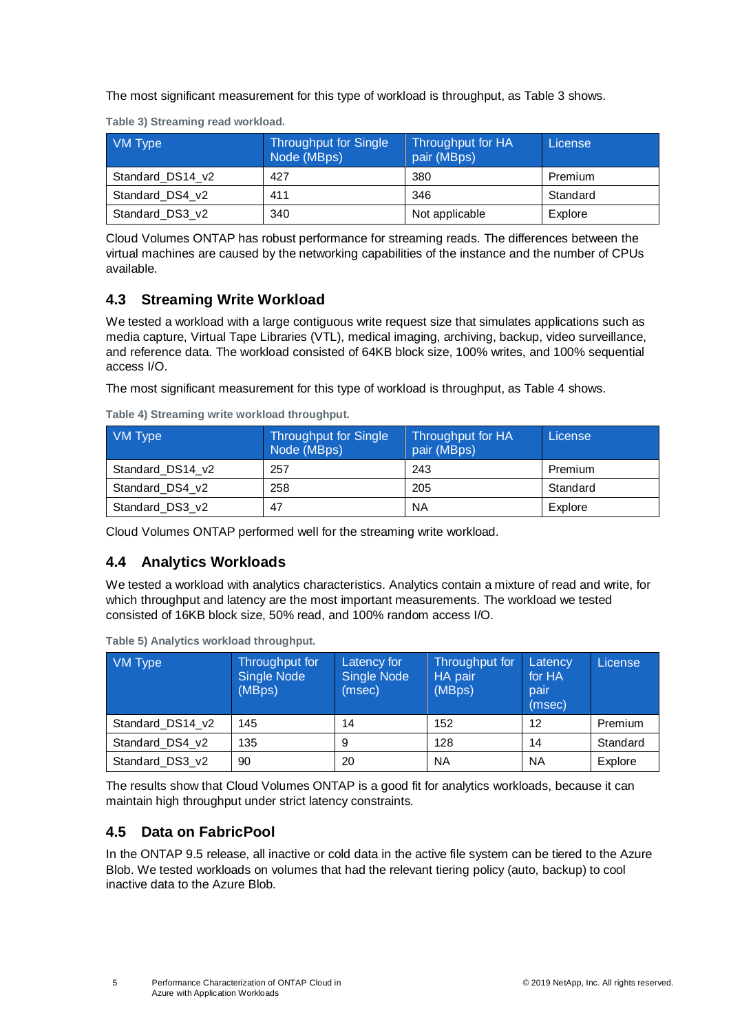The most significant measurement for this type of workload is throughput, as Table 3 shows.

**Table 3) Streaming read workload.**

| VM Type | Throughput for Single Node (MBps) | Throughput for HA pair (MBps) | License |
|---|---|---|---|
| Standard_DS14_v2 | 427 | 380 | Premium |
| Standard_DS4_v2 | 411 | 346 | Standard |
| Standard_DS3_v2 | 340 | Not applicable | Explore |

Cloud Volumes ONTAP has robust performance for streaming reads. The differences between the virtual machines are caused by the networking capabilities of the instance and the number of CPUs available.

## 4.3 Streaming Write Workload

We tested a workload with a large contiguous write request size that simulates applications such as media capture, Virtual Tape Libraries (VTL), medical imaging, archiving, backup, video surveillance, and reference data. The workload consisted of 64KB block size, 100% writes, and 100% sequential access I/O.

The most significant measurement for this type of workload is throughput, as Table 4 shows.

**Table 4) Streaming write workload throughput.**

| VM Type | Throughput for Single Node (MBps) | Throughput for HA pair (MBps) | License |
|---|---|---|---|
| Standard_DS14_v2 | 257 | 243 | Premium |
| Standard_DS4_v2 | 258 | 205 | Standard |
| Standard_DS3_v2 | 47 | NA | Explore |

Cloud Volumes ONTAP performed well for the streaming write workload.

## 4.4 Analytics Workloads

We tested a workload with analytics characteristics. Analytics contain a mixture of read and write, for which throughput and latency are the most important measurements. The workload we tested consisted of 16KB block size, 50% read, and 100% random access I/O.

**Table 5) Analytics workload throughput.**

| VM Type | Throughput for Single Node (MBps) | Latency for Single Node (msec) | Throughput for HA pair (MBps) | Latency for HA pair (msec) | License |
|---|---|---|---|---|---|
| Standard_DS14_v2 | 145 | 14 | 152 | 12 | Premium |
| Standard_DS4_v2 | 135 | 9 | 128 | 14 | Standard |
| Standard_DS3_v2 | 90 | 20 | NA | NA | Explore |

The results show that Cloud Volumes ONTAP is a good fit for analytics workloads, because it can maintain high throughput under strict latency constraints.

## 4.5 Data on FabricPool

In the ONTAP 9.5 release, all inactive or cold data in the active file system can be tiered to the Azure Blob. We tested workloads on volumes that had the relevant tiering policy (auto, backup) to cool inactive data to the Azure Blob.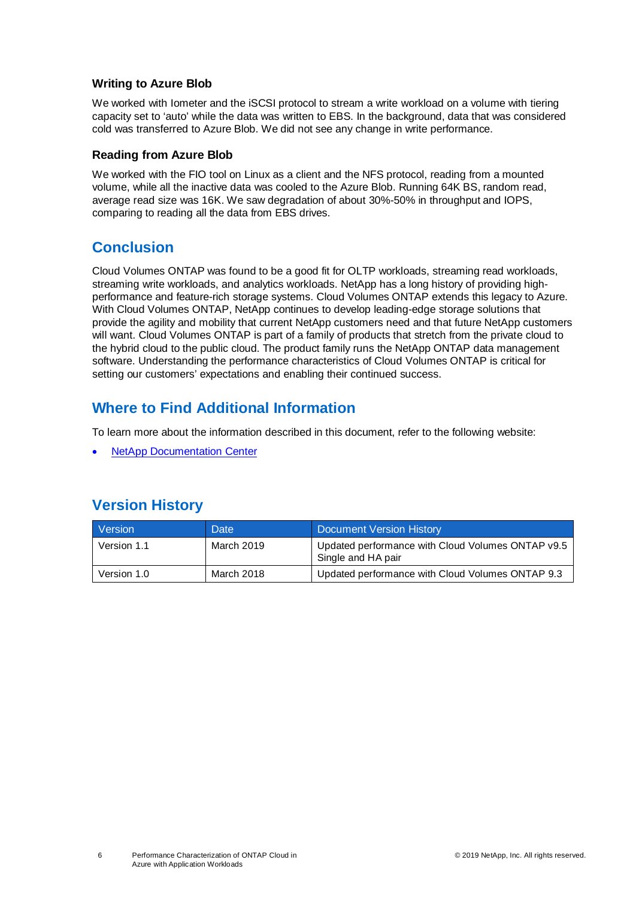### Writing to Azure Blob

We worked with Iometer and the iSCSI protocol to stream a write workload on a volume with tiering capacity set to 'auto' while the data was written to EBS. In the background, data that was considered cold was transferred to Azure Blob. We did not see any change in write performance.

### Reading from Azure Blob

We worked with the FIO tool on Linux as a client and the NFS protocol, reading from a mounted volume, while all the inactive data was cooled to the Azure Blob. Running 64K BS, random read, average read size was 16K. We saw degradation of about 30%-50% in throughput and IOPS, comparing to reading all the data from EBS drives.

## Conclusion

Cloud Volumes ONTAP was found to be a good fit for OLTP workloads, streaming read workloads, streaming write workloads, and analytics workloads. NetApp has a long history of providing high-performance and feature-rich storage systems. Cloud Volumes ONTAP extends this legacy to Azure. With Cloud Volumes ONTAP, NetApp continues to develop leading-edge storage solutions that provide the agility and mobility that current NetApp customers need and that future NetApp customers will want. Cloud Volumes ONTAP is part of a family of products that stretch from the private cloud to the hybrid cloud to the public cloud. The product family runs the NetApp ONTAP data management software. Understanding the performance characteristics of Cloud Volumes ONTAP is critical for setting our customers' expectations and enabling their continued success.

## Where to Find Additional Information

To learn more about the information described in this document, refer to the following website:

- NetApp Documentation Center

## Version History

| Version | Date | Document Version History |
|---|---|---|
| Version 1.1 | March 2019 | Updated performance with Cloud Volumes ONTAP v9.5 Single and HA pair |
| Version 1.0 | March 2018 | Updated performance with Cloud Volumes ONTAP 9.3 |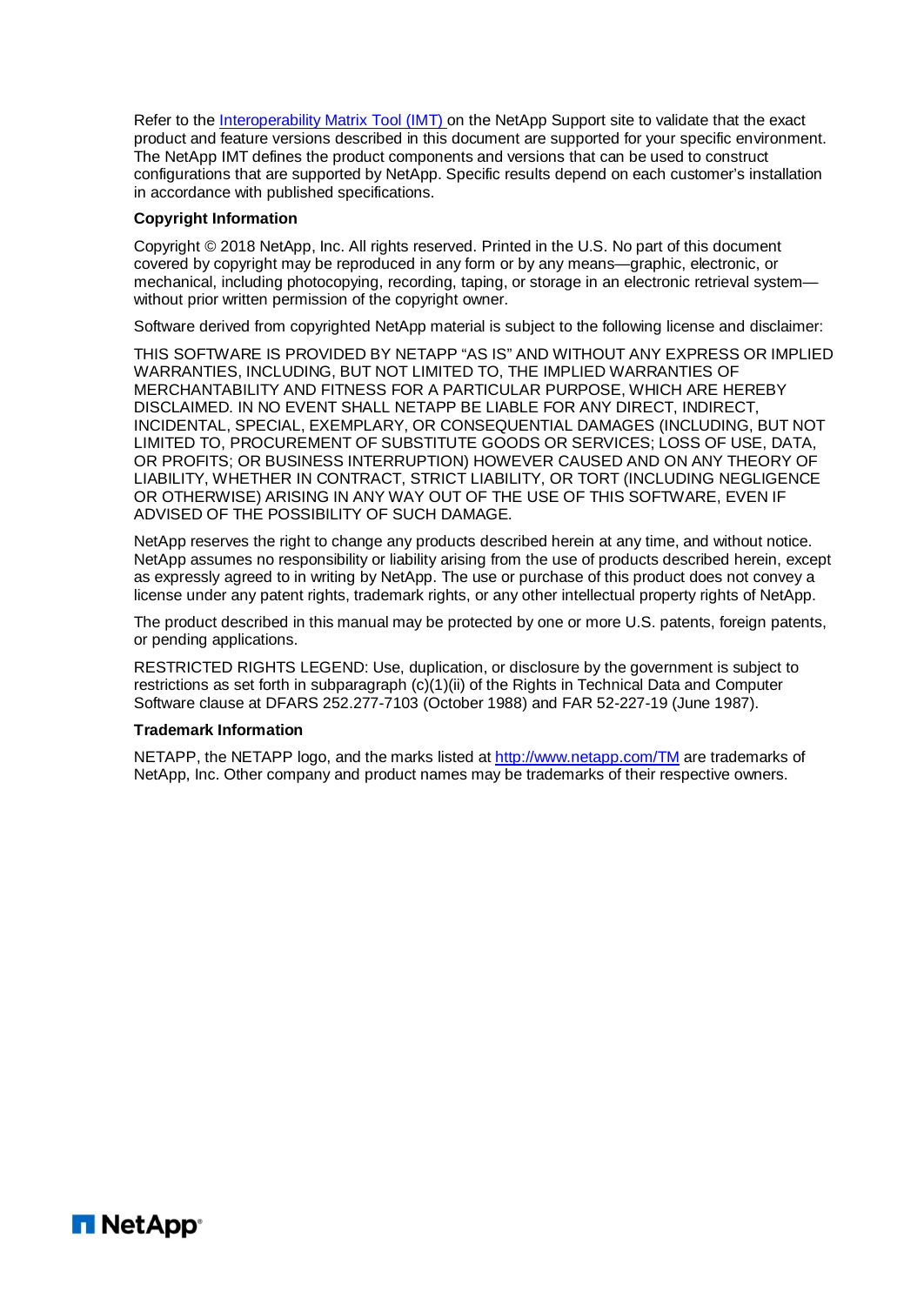Refer to the [Interoperability Matrix Tool (IMT)](#) on the NetApp Support site to validate that the exact product and feature versions described in this document are supported for your specific environment. The NetApp IMT defines the product components and versions that can be used to construct configurations that are supported by NetApp. Specific results depend on each customer's installation in accordance with published specifications.

**Copyright Information**

Copyright © 2018 NetApp, Inc. All rights reserved. Printed in the U.S. No part of this document covered by copyright may be reproduced in any form or by any means—graphic, electronic, or mechanical, including photocopying, recording, taping, or storage in an electronic retrieval system—without prior written permission of the copyright owner.

Software derived from copyrighted NetApp material is subject to the following license and disclaimer:

THIS SOFTWARE IS PROVIDED BY NETAPP "AS IS" AND WITHOUT ANY EXPRESS OR IMPLIED WARRANTIES, INCLUDING, BUT NOT LIMITED TO, THE IMPLIED WARRANTIES OF MERCHANTABILITY AND FITNESS FOR A PARTICULAR PURPOSE, WHICH ARE HEREBY DISCLAIMED. IN NO EVENT SHALL NETAPP BE LIABLE FOR ANY DIRECT, INDIRECT, INCIDENTAL, SPECIAL, EXEMPLARY, OR CONSEQUENTIAL DAMAGES (INCLUDING, BUT NOT LIMITED TO, PROCUREMENT OF SUBSTITUTE GOODS OR SERVICES; LOSS OF USE, DATA, OR PROFITS; OR BUSINESS INTERRUPTION) HOWEVER CAUSED AND ON ANY THEORY OF LIABILITY, WHETHER IN CONTRACT, STRICT LIABILITY, OR TORT (INCLUDING NEGLIGENCE OR OTHERWISE) ARISING IN ANY WAY OUT OF THE USE OF THIS SOFTWARE, EVEN IF ADVISED OF THE POSSIBILITY OF SUCH DAMAGE.

NetApp reserves the right to change any products described herein at any time, and without notice. NetApp assumes no responsibility or liability arising from the use of products described herein, except as expressly agreed to in writing by NetApp. The use or purchase of this product does not convey a license under any patent rights, trademark rights, or any other intellectual property rights of NetApp.

The product described in this manual may be protected by one or more U.S. patents, foreign patents, or pending applications.

RESTRICTED RIGHTS LEGEND: Use, duplication, or disclosure by the government is subject to restrictions as set forth in subparagraph (c)(1)(ii) of the Rights in Technical Data and Computer Software clause at DFARS 252.277-7103 (October 1988) and FAR 52-227-19 (June 1987).

**Trademark Information**

NETAPP, the NETAPP logo, and the marks listed at [http://www.netapp.com/TM](http://www.netapp.com/TM) are trademarks of NetApp, Inc. Other company and product names may be trademarks of their respective owners.